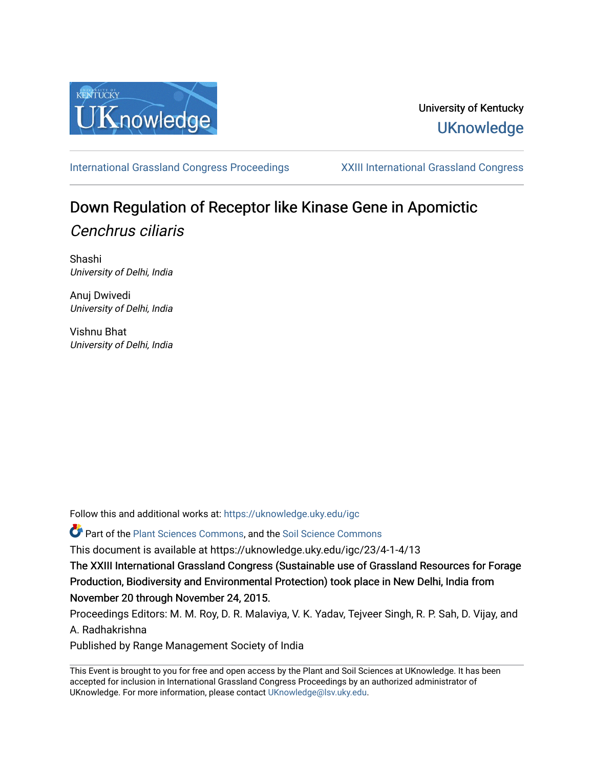University of Kentucky
UKnowledge

International Grassland Congress Proceedings | XXIII International Grassland Congress

# Down Regulation of Receptor like Kinase Gene in Apomictic *Cenchrus ciliaris*

Shashi
*University of Delhi, India*

Anuj Dwivedi
*University of Delhi, India*

Vishnu Bhat
*University of Delhi, India*

Follow this and additional works at: https://uknowledge.uky.edu/igc

Part of the Plant Sciences Commons, and the Soil Science Commons

This document is available at https://uknowledge.uky.edu/igc/23/4-1-4/13

The XXIII International Grassland Congress (Sustainable use of Grassland Resources for Forage Production, Biodiversity and Environmental Protection) took place in New Delhi, India from November 20 through November 24, 2015.

Proceedings Editors: M. M. Roy, D. R. Malaviya, V. K. Yadav, Tejveer Singh, R. P. Sah, D. Vijay, and A. Radhakrishna

Published by Range Management Society of India

This Event is brought to you for free and open access by the Plant and Soil Sciences at UKnowledge. It has been accepted for inclusion in International Grassland Congress Proceedings by an authorized administrator of UKnowledge. For more information, please contact UKnowledge@lsv.uky.edu.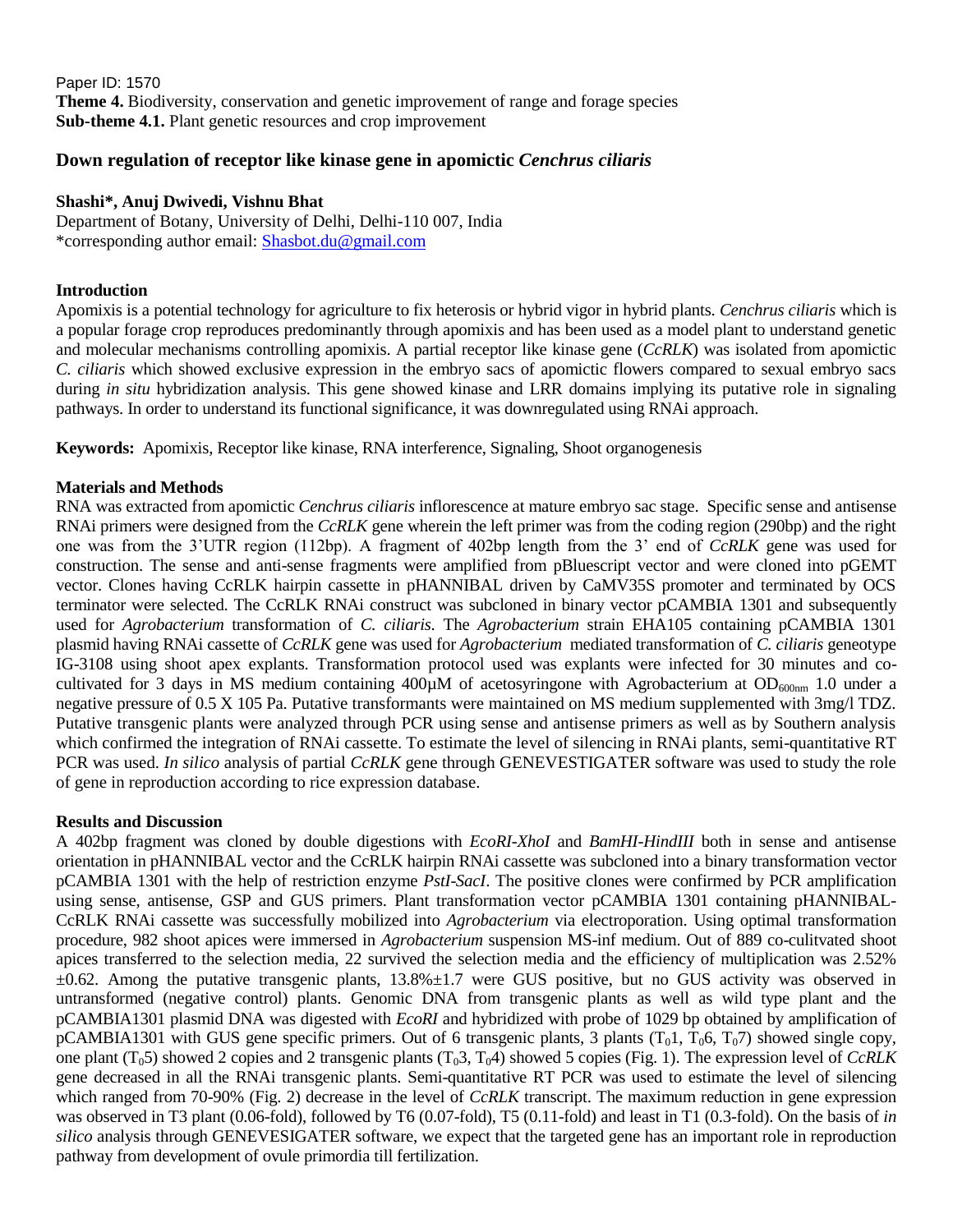Paper ID: 1570
**Theme 4.** Biodiversity, conservation and genetic improvement of range and forage species
**Sub-theme 4.1.** Plant genetic resources and crop improvement

# Down regulation of receptor like kinase gene in apomictic *Cenchrus ciliaris*

**Shashi*, Anuj Dwivedi, Vishnu Bhat**

Department of Botany, University of Delhi, Delhi-110 007, India
*corresponding author email: Shasbot.du@gmail.com

## Introduction

Apomixis is a potential technology for agriculture to fix heterosis or hybrid vigor in hybrid plants. *Cenchrus ciliaris* which is a popular forage crop reproduces predominantly through apomixis and has been used as a model plant to understand genetic and molecular mechanisms controlling apomixis. A partial receptor like kinase gene (*CcRLK*) was isolated from apomictic *C. ciliaris* which showed exclusive expression in the embryo sacs of apomictic flowers compared to sexual embryo sacs during *in situ* hybridization analysis. This gene showed kinase and LRR domains implying its putative role in signaling pathways. In order to understand its functional significance, it was downregulated using RNAi approach.

**Keywords:** Apomixis, Receptor like kinase, RNA interference, Signaling, Shoot organogenesis

## Materials and Methods

RNA was extracted from apomictic *Cenchrus ciliaris* inflorescence at mature embryo sac stage. Specific sense and antisense RNAi primers were designed from the *CcRLK* gene wherein the left primer was from the coding region (290bp) and the right one was from the 3'UTR region (112bp). A fragment of 402bp length from the 3' end of *CcRLK* gene was used for construction. The sense and anti-sense fragments were amplified from pBluescript vector and were cloned into pGEMT vector. Clones having CcRLK hairpin cassette in pHANNIBAL driven by CaMV35S promoter and terminated by OCS terminator were selected. The CcRLK RNAi construct was subcloned in binary vector pCAMBIA 1301 and subsequently used for *Agrobacterium* transformation of *C. ciliaris*. The *Agrobacterium* strain EHA105 containing pCAMBIA 1301 plasmid having RNAi cassette of *CcRLK* gene was used for *Agrobacterium* mediated transformation of *C. ciliaris* geneotype IG-3108 using shoot apex explants. Transformation protocol used was explants were infected for 30 minutes and co-cultivated for 3 days in MS medium containing 400µM of acetosyringone with Agrobacterium at $OD_{600nm}$ 1.0 under a negative pressure of 0.5 X 105 Pa. Putative transformants were maintained on MS medium supplemented with 3mg/l TDZ. Putative transgenic plants were analyzed through PCR using sense and antisense primers as well as by Southern analysis which confirmed the integration of RNAi cassette. To estimate the level of silencing in RNAi plants, semi-quantitative RT PCR was used. *In silico* analysis of partial *CcRLK* gene through GENEVESTIGATER software was used to study the role of gene in reproduction according to rice expression database.

## Results and Discussion

A 402bp fragment was cloned by double digestions with *EcoRI-XhoI* and *BamHI-HindIII* both in sense and antisense orientation in pHANNIBAL vector and the CcRLK hairpin RNAi cassette was subcloned into a binary transformation vector pCAMBIA 1301 with the help of restriction enzyme *PstI-SacI*. The positive clones were confirmed by PCR amplification using sense, antisense, GSP and GUS primers. Plant transformation vector pCAMBIA 1301 containing pHANNIBAL-CcRLK RNAi cassette was successfully mobilized into *Agrobacterium* via electroporation. Using optimal transformation procedure, 982 shoot apices were immersed in *Agrobacterium* suspension MS-inf medium. Out of 889 co-cultivated shoot apices transferred to the selection media, 22 survived the selection media and the efficiency of multiplication was 2.52% ±0.62. Among the putative transgenic plants, 13.8%±1.7 were GUS positive, but no GUS activity was observed in untransformed (negative control) plants. Genomic DNA from transgenic plants as well as wild type plant and the pCAMBIA1301 plasmid DNA was digested with *EcoRI* and hybridized with probe of 1029 bp obtained by amplification of pCAMBIA1301 with GUS gene specific primers. Out of 6 transgenic plants, 3 plants ($T_0$1, $T_0$6, $T_0$7) showed single copy, one plant ($T_0$5) showed 2 copies and 2 transgenic plants ($T_0$3, $T_0$4) showed 5 copies (Fig. 1). The expression level of *CcRLK* gene decreased in all the RNAi transgenic plants. Semi-quantitative RT PCR was used to estimate the level of silencing which ranged from 70-90% (Fig. 2) decrease in the level of *CcRLK* transcript. The maximum reduction in gene expression was observed in T3 plant (0.06-fold), followed by T6 (0.07-fold), T5 (0.11-fold) and least in T1 (0.3-fold). On the basis of *in silico* analysis through GENEVESIGATER software, we expect that the targeted gene has an important role in reproduction pathway from development of ovule primordia till fertilization.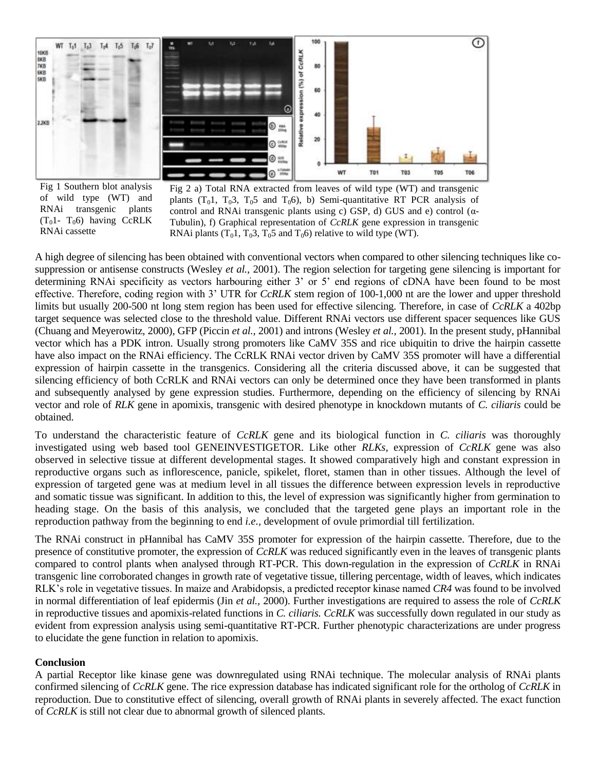Fig 1 Southern blot analysis of wild type (WT) and RNAi transgenic plants ($T_01$- $T_06$) having CcRLK RNAi cassette

Fig 2 a) Total RNA extracted from leaves of wild type (WT) and transgenic plants ($T_01$, $T_03$, $T_05$ and $T_06$), b) Semi-quantitative RT PCR analysis of control and RNAi transgenic plants using c) GSP, d) GUS and e) control (α-Tubulin), f) Graphical representation of *CcRLK* gene expression in transgenic RNAi plants ($T_01$, $T_03$, $T_05$ and $T_06$) relative to wild type (WT).

A high degree of silencing has been obtained with conventional vectors when compared to other silencing techniques like co-suppression or antisense constructs (Wesley *et al.,* 2001). The region selection for targeting gene silencing is important for determining RNAi specificity as vectors harbouring either 3' or 5' end regions of cDNA have been found to be most effective. Therefore, coding region with 3' UTR for *CcRLK* stem region of 100-1,000 nt are the lower and upper threshold limits but usually 200-500 nt long stem region has been used for effective silencing. Therefore, in case of *CcRLK* a 402bp target sequence was selected close to the threshold value. Different RNAi vectors use different spacer sequences like GUS (Chuang and Meyerowitz, 2000), GFP (Piccin *et al.,* 2001) and introns (Wesley *et al.,* 2001). In the present study, pHannibal vector which has a PDK intron. Usually strong promoters like CaMV 35S and rice ubiquitin to drive the hairpin cassette have also impact on the RNAi efficiency. The CcRLK RNAi vector driven by CaMV 35S promoter will have a differential expression of hairpin cassette in the transgenics. Considering all the criteria discussed above, it can be suggested that silencing efficiency of both CcRLK and RNAi vectors can only be determined once they have been transformed in plants and subsequently analysed by gene expression studies. Furthermore, depending on the efficiency of silencing by RNAi vector and role of *RLK* gene in apomixis, transgenic with desired phenotype in knockdown mutants of *C. ciliaris* could be obtained.

To understand the characteristic feature of *CcRLK* gene and its biological function in *C. ciliaris* was thoroughly investigated using web based tool GENEINVESTIGETOR. Like other *RLKs*, expression of *CcRLK* gene was also observed in selective tissue at different developmental stages. It showed comparatively high and constant expression in reproductive organs such as inflorescence, panicle, spikelet, floret, stamen than in other tissues. Although the level of expression of targeted gene was at medium level in all tissues the difference between expression levels in reproductive and somatic tissue was significant. In addition to this, the level of expression was significantly higher from germination to heading stage. On the basis of this analysis, we concluded that the targeted gene plays an important role in the reproduction pathway from the beginning to end *i.e.,* development of ovule primordial till fertilization.

The RNAi construct in pHannibal has CaMV 35S promoter for expression of the hairpin cassette. Therefore, due to the presence of constitutive promoter, the expression of *CcRLK* was reduced significantly even in the leaves of transgenic plants compared to control plants when analysed through RT-PCR. This down-regulation in the expression of *CcRLK* in RNAi transgenic line corroborated changes in growth rate of vegetative tissue, tillering percentage, width of leaves, which indicates RLK's role in vegetative tissues. In maize and Arabidopsis, a predicted receptor kinase named *CR4* was found to be involved in normal differentiation of leaf epidermis (Jin *et al.,* 2000). Further investigations are required to assess the role of *CcRLK* in reproductive tissues and apomixis-related functions in *C. ciliaris. CcRLK* was successfully down regulated in our study as evident from expression analysis using semi-quantitative RT-PCR. Further phenotypic characterizations are under progress to elucidate the gene function in relation to apomixis.

**Conclusion**

A partial Receptor like kinase gene was downregulated using RNAi technique. The molecular analysis of RNAi plants confirmed silencing of *CcRLK* gene. The rice expression database has indicated significant role for the ortholog of *CcRLK* in reproduction. Due to constitutive effect of silencing, overall growth of RNAi plants in severely affected. The exact function of *CcRLK* is still not clear due to abnormal growth of silenced plants.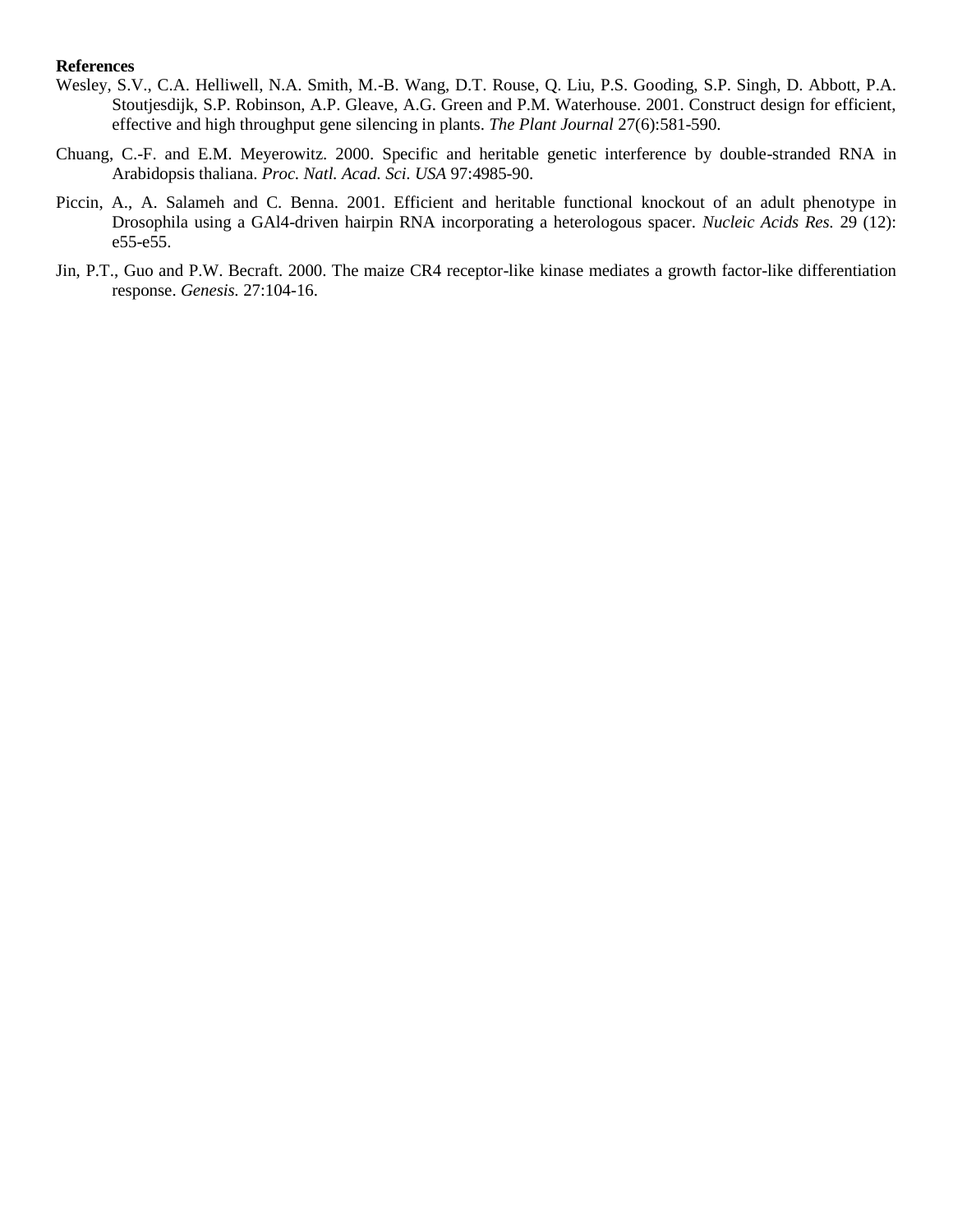**References**

Wesley, S.V., C.A. Helliwell, N.A. Smith, M.-B. Wang, D.T. Rouse, Q. Liu, P.S. Gooding, S.P. Singh, D. Abbott, P.A. Stoutjesdijk, S.P. Robinson, A.P. Gleave, A.G. Green and P.M. Waterhouse. 2001. Construct design for efficient, effective and high throughput gene silencing in plants. *The Plant Journal* 27(6):581-590.

Chuang, C.-F. and E.M. Meyerowitz. 2000. Specific and heritable genetic interference by double-stranded RNA in Arabidopsis thaliana. *Proc. Natl. Acad. Sci. USA* 97:4985-90.

Piccin, A., A. Salameh and C. Benna. 2001. Efficient and heritable functional knockout of an adult phenotype in Drosophila using a GAl4-driven hairpin RNA incorporating a heterologous spacer. *Nucleic Acids Res.* 29 (12): e55-e55.

Jin, P.T., Guo and P.W. Becraft. 2000. The maize CR4 receptor-like kinase mediates a growth factor-like differentiation response. *Genesis.* 27:104-16.